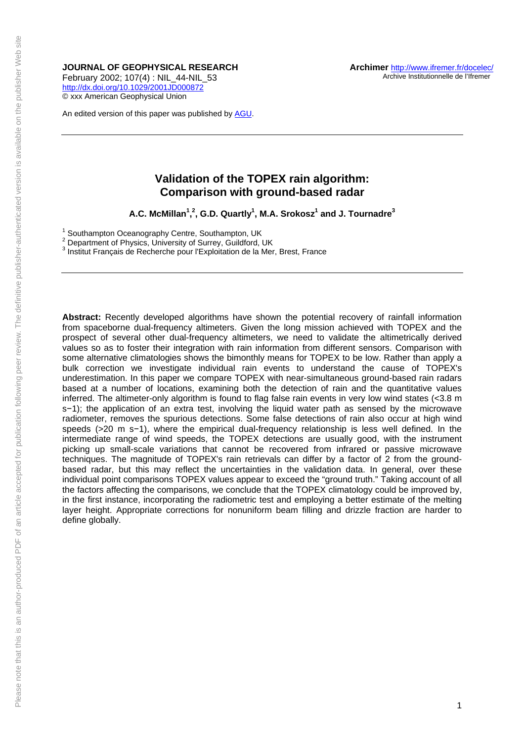**JOURNAL OF GEOPHYSICAL RESEARCH**
February 2002; 107(4) : NIL_44-NIL_53
http://dx.doi.org/10.1029/2001JD000872
© xxx American Geophysical Union

**Archimer** http://www.ifremer.fr/docelec/
Archive Institutionnelle de l'Ifremer

An edited version of this paper was published by AGU.

---

# Validation of the TOPEX rain algorithm: Comparison with ground-based radar

**A.C. McMillan[1,2], G.D. Quartly[1], M.A. Srokosz[1] and J. Tournadre[3]**

[1] Southampton Oceanography Centre, Southampton, UK
[2] Department of Physics, University of Surrey, Guildford, UK
[3] Institut Français de Recherche pour l'Exploitation de la Mer, Brest, France

---

**Abstract:** Recently developed algorithms have shown the potential recovery of rainfall information from spaceborne dual-frequency altimeters. Given the long mission achieved with TOPEX and the prospect of several other dual-frequency altimeters, we need to validate the altimetrically derived values so as to foster their integration with rain information from different sensors. Comparison with some alternative climatologies shows the bimonthly means for TOPEX to be low. Rather than apply a bulk correction we investigate individual rain events to understand the cause of TOPEX's underestimation. In this paper we compare TOPEX with near-simultaneous ground-based rain radars based at a number of locations, examining both the detection of rain and the quantitative values inferred. The altimeter-only algorithm is found to flag false rain events in very low wind states (<3.8 m s−1); the application of an extra test, involving the liquid water path as sensed by the microwave radiometer, removes the spurious detections. Some false detections of rain also occur at high wind speeds (>20 m s−1), where the empirical dual-frequency relationship is less well defined. In the intermediate range of wind speeds, the TOPEX detections are usually good, with the instrument picking up small-scale variations that cannot be recovered from infrared or passive microwave techniques. The magnitude of TOPEX's rain retrievals can differ by a factor of 2 from the ground-based radar, but this may reflect the uncertainties in the validation data. In general, over these individual point comparisons TOPEX values appear to exceed the "ground truth." Taking account of all the factors affecting the comparisons, we conclude that the TOPEX climatology could be improved by, in the first instance, incorporating the radiometric test and employing a better estimate of the melting layer height. Appropriate corrections for nonuniform beam filling and drizzle fraction are harder to define globally.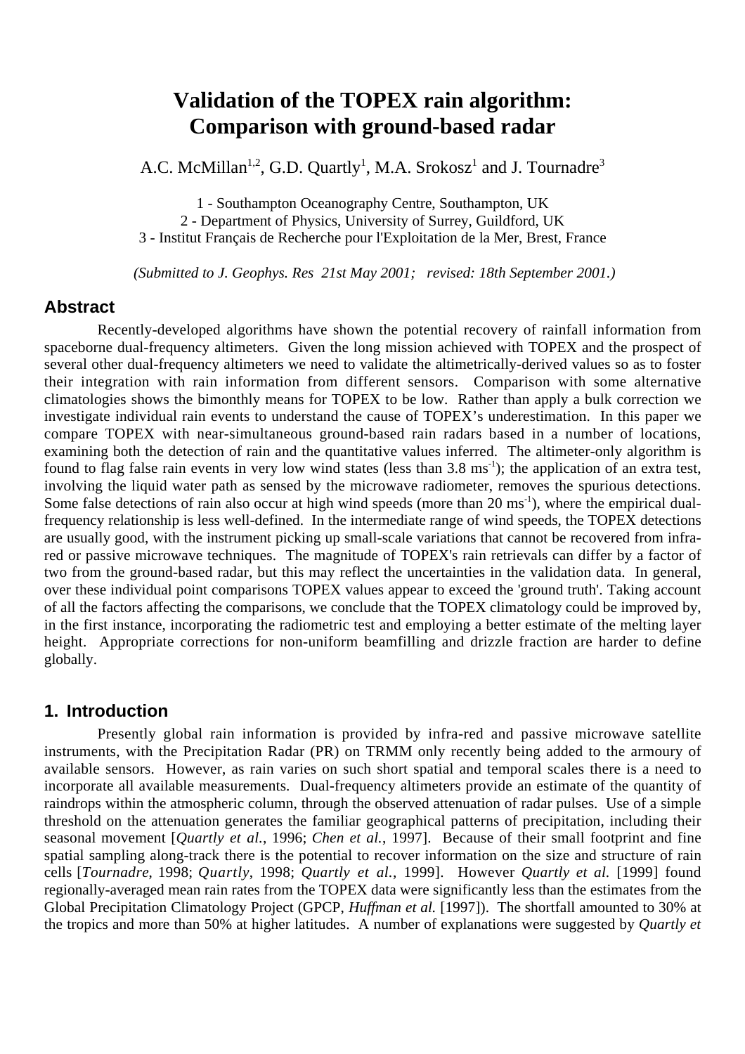# Validation of the TOPEX rain algorithm: Comparison with ground-based radar

A.C. McMillan[1,2], G.D. Quartly[1], M.A. Srokosz[1] and J. Tournadre[3]

1 - Southampton Oceanography Centre, Southampton, UK
2 - Department of Physics, University of Surrey, Guildford, UK
3 - Institut Français de Recherche pour l'Exploitation de la Mer, Brest, France

*(Submitted to J. Geophys. Res 21st May 2001; revised: 18th September 2001.)*

## Abstract

Recently-developed algorithms have shown the potential recovery of rainfall information from spaceborne dual-frequency altimeters. Given the long mission achieved with TOPEX and the prospect of several other dual-frequency altimeters we need to validate the altimetrically-derived values so as to foster their integration with rain information from different sensors. Comparison with some alternative climatologies shows the bimonthly means for TOPEX to be low. Rather than apply a bulk correction we investigate individual rain events to understand the cause of TOPEX's underestimation. In this paper we compare TOPEX with near-simultaneous ground-based rain radars based in a number of locations, examining both the detection of rain and the quantitative values inferred. The altimeter-only algorithm is found to flag false rain events in very low wind states (less than 3.8 $ms^{-1}$); the application of an extra test, involving the liquid water path as sensed by the microwave radiometer, removes the spurious detections. Some false detections of rain also occur at high wind speeds (more than 20 $ms^{-1}$), where the empirical dual-frequency relationship is less well-defined. In the intermediate range of wind speeds, the TOPEX detections are usually good, with the instrument picking up small-scale variations that cannot be recovered from infra-red or passive microwave techniques. The magnitude of TOPEX's rain retrievals can differ by a factor of two from the ground-based radar, but this may reflect the uncertainties in the validation data. In general, over these individual point comparisons TOPEX values appear to exceed the 'ground truth'. Taking account of all the factors affecting the comparisons, we conclude that the TOPEX climatology could be improved by, in the first instance, incorporating the radiometric test and employing a better estimate of the melting layer height. Appropriate corrections for non-uniform beamfilling and drizzle fraction are harder to define globally.

## 1. Introduction

Presently global rain information is provided by infra-red and passive microwave satellite instruments, with the Precipitation Radar (PR) on TRMM only recently being added to the armoury of available sensors. However, as rain varies on such short spatial and temporal scales there is a need to incorporate all available measurements. Dual-frequency altimeters provide an estimate of the quantity of raindrops within the atmospheric column, through the observed attenuation of radar pulses. Use of a simple threshold on the attenuation generates the familiar geographical patterns of precipitation, including their seasonal movement [*Quartly et al.*, 1996; *Chen et al.*, 1997]. Because of their small footprint and fine spatial sampling along-track there is the potential to recover information on the size and structure of rain cells [*Tournadre*, 1998; *Quartly*, 1998; *Quartly et al.*, 1999]. However *Quartly et al.* [1999] found regionally-averaged mean rain rates from the TOPEX data were significantly less than the estimates from the Global Precipitation Climatology Project (GPCP, *Huffman et al.* [1997]). The shortfall amounted to 30% at the tropics and more than 50% at higher latitudes. A number of explanations were suggested by *Quartly et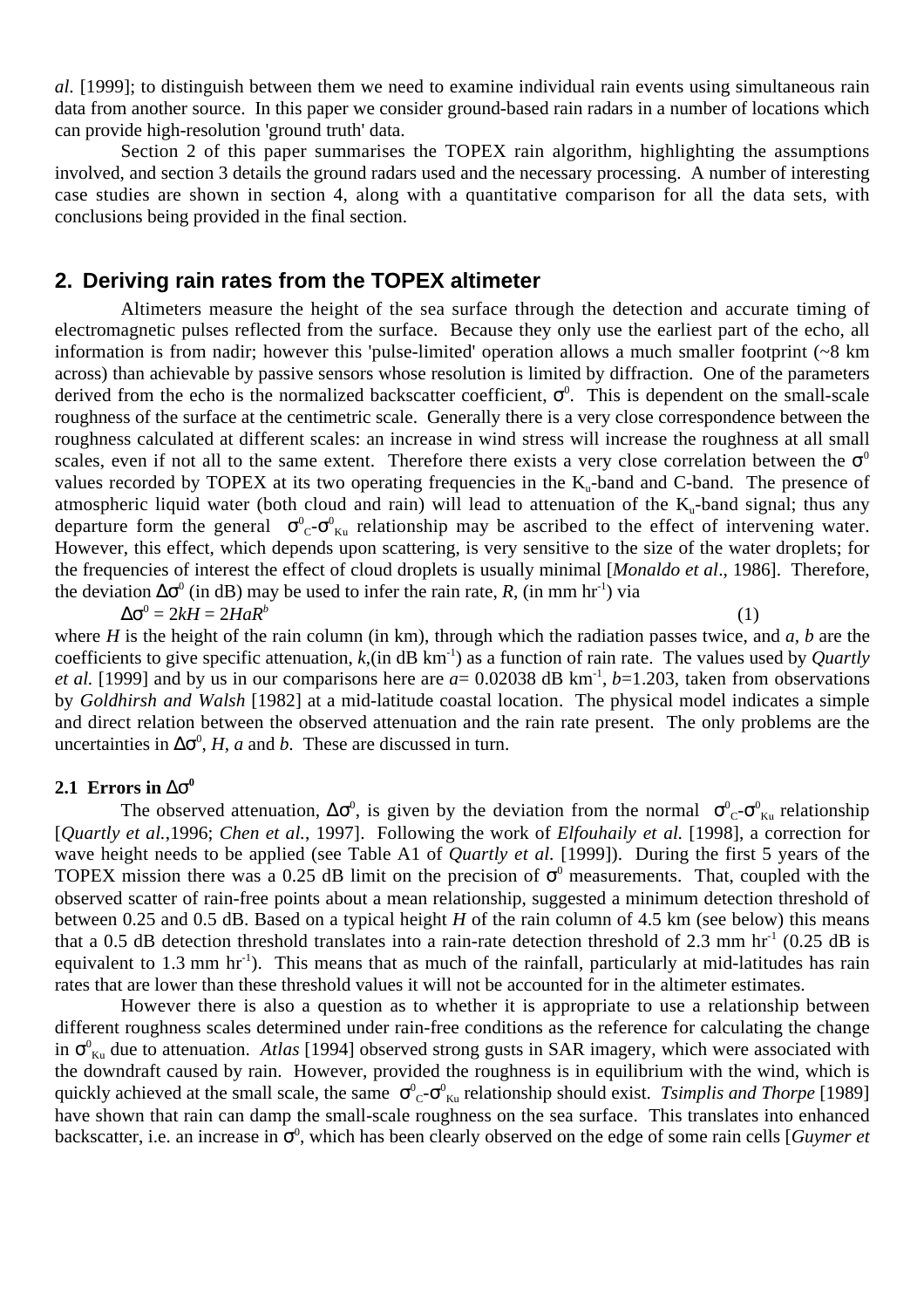*al.* [1999]; to distinguish between them we need to examine individual rain events using simultaneous rain data from another source. In this paper we consider ground-based rain radars in a number of locations which can provide high-resolution 'ground truth' data.

Section 2 of this paper summarises the TOPEX rain algorithm, highlighting the assumptions involved, and section 3 details the ground radars used and the necessary processing. A number of interesting case studies are shown in section 4, along with a quantitative comparison for all the data sets, with conclusions being provided in the final section.

## 2. Deriving rain rates from the TOPEX altimeter

Altimeters measure the height of the sea surface through the detection and accurate timing of electromagnetic pulses reflected from the surface. Because they only use the earliest part of the echo, all information is from nadir; however this 'pulse-limited' operation allows a much smaller footprint (~8 km across) than achievable by passive sensors whose resolution is limited by diffraction. One of the parameters derived from the echo is the normalized backscatter coefficient, $\sigma^0$. This is dependent on the small-scale roughness of the surface at the centimetric scale. Generally there is a very close correspondence between the roughness calculated at different scales: an increase in wind stress will increase the roughness at all small scales, even if not all to the same extent. Therefore there exists a very close correlation between the $\sigma^0$ values recorded by TOPEX at its two operating frequencies in the $K_u$-band and C-band. The presence of atmospheric liquid water (both cloud and rain) will lead to attenuation of the $K_u$-band signal; thus any departure form the general $\sigma^0_C$-$\sigma^0_{Ku}$ relationship may be ascribed to the effect of intervening water. However, this effect, which depends upon scattering, is very sensitive to the size of the water droplets; for the frequencies of interest the effect of cloud droplets is usually minimal [*Monaldo et al*., 1986]. Therefore, the deviation $\Delta\sigma^0$ (in dB) may be used to infer the rain rate, $R$, (in mm hr$^{-1}$) via

$$\Delta\sigma^0 = 2kH = 2HaR^b \qquad (1)$$

where $H$ is the height of the rain column (in km), through which the radiation passes twice, and $a$, $b$ are the coefficients to give specific attenuation, $k$,(in dB km$^{-1}$) as a function of rain rate. The values used by *Quartly et al.* [1999] and by us in our comparisons here are $a$= 0.02038 dB km$^{-1}$, $b$=1.203, taken from observations by *Goldhirsh and Walsh* [1982] at a mid-latitude coastal location. The physical model indicates a simple and direct relation between the observed attenuation and the rain rate present. The only problems are the uncertainties in $\Delta\sigma^0$, $H$, $a$ and $b$. These are discussed in turn.

### 2.1 Errors in $\Delta\sigma^0$

The observed attenuation, $\Delta\sigma^0$, is given by the deviation from the normal $\sigma^0_C$-$\sigma^0_{Ku}$ relationship [*Quartly et al.*,1996; *Chen et al.*, 1997]. Following the work of *Elfouhaily et al.* [1998], a correction for wave height needs to be applied (see Table A1 of *Quartly et al.* [1999]). During the first 5 years of the TOPEX mission there was a 0.25 dB limit on the precision of $\sigma^0$ measurements. That, coupled with the observed scatter of rain-free points about a mean relationship, suggested a minimum detection threshold of between 0.25 and 0.5 dB. Based on a typical height $H$ of the rain column of 4.5 km (see below) this means that a 0.5 dB detection threshold translates into a rain-rate detection threshold of 2.3 mm hr$^{-1}$ (0.25 dB is equivalent to 1.3 mm hr$^{-1}$). This means that as much of the rainfall, particularly at mid-latitudes has rain rates that are lower than these threshold values it will not be accounted for in the altimeter estimates.

However there is also a question as to whether it is appropriate to use a relationship between different roughness scales determined under rain-free conditions as the reference for calculating the change in $\sigma^0_{Ku}$ due to attenuation. *Atlas* [1994] observed strong gusts in SAR imagery, which were associated with the downdraft caused by rain. However, provided the roughness is in equilibrium with the wind, which is quickly achieved at the small scale, the same $\sigma^0_C$-$\sigma^0_{Ku}$ relationship should exist. *Tsimplis and Thorpe* [1989] have shown that rain can damp the small-scale roughness on the sea surface. This translates into enhanced backscatter, i.e. an increase in $\sigma^0$, which has been clearly observed on the edge of some rain cells [*Guymer et*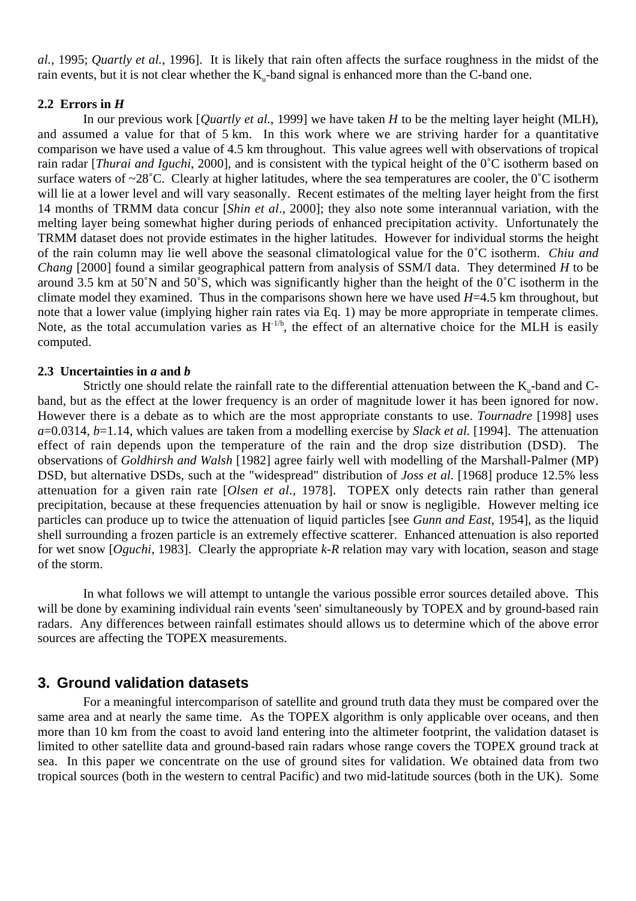*al.*, 1995; *Quartly et al.*, 1996]. It is likely that rain often affects the surface roughness in the midst of the rain events, but it is not clear whether the $K_u$-band signal is enhanced more than the C-band one.

### 2.2 Errors in *H*

In our previous work [*Quartly et al.*, 1999] we have taken *H* to be the melting layer height (MLH), and assumed a value for that of 5 km. In this work where we are striving harder for a quantitative comparison we have used a value of 4.5 km throughout. This value agrees well with observations of tropical rain radar [*Thurai and Iguchi*, 2000], and is consistent with the typical height of the 0˚C isotherm based on surface waters of ~28˚C. Clearly at higher latitudes, where the sea temperatures are cooler, the 0˚C isotherm will lie at a lower level and will vary seasonally. Recent estimates of the melting layer height from the first 14 months of TRMM data concur [*Shin et al*., 2000]; they also note some interannual variation, with the melting layer being somewhat higher during periods of enhanced precipitation activity. Unfortunately the TRMM dataset does not provide estimates in the higher latitudes. However for individual storms the height of the rain column may lie well above the seasonal climatological value for the 0˚C isotherm. *Chiu and Chang* [2000] found a similar geographical pattern from analysis of SSM/I data. They determined *H* to be around 3.5 km at 50˚N and 50˚S, which was significantly higher than the height of the 0˚C isotherm in the climate model they examined. Thus in the comparisons shown here we have used *H*=4.5 km throughout, but note that a lower value (implying higher rain rates via Eq. 1) may be more appropriate in temperate climes. Note, as the total accumulation varies as $H^{-1/b}$, the effect of an alternative choice for the MLH is easily computed.

### 2.3 Uncertainties in *a* and *b*

Strictly one should relate the rainfall rate to the differential attenuation between the $K_u$-band and C-band, but as the effect at the lower frequency is an order of magnitude lower it has been ignored for now. However there is a debate as to which are the most appropriate constants to use. *Tournadre* [1998] uses *a*=0.0314, *b*=1.14, which values are taken from a modelling exercise by *Slack et al.* [1994]. The attenuation effect of rain depends upon the temperature of the rain and the drop size distribution (DSD). The observations of *Goldhirsh and Walsh* [1982] agree fairly well with modelling of the Marshall-Palmer (MP) DSD, but alternative DSDs, such at the "widespread" distribution of *Joss et al.* [1968] produce 12.5% less attenuation for a given rain rate [*Olsen et al*., 1978]. TOPEX only detects rain rather than general precipitation, because at these frequencies attenuation by hail or snow is negligible. However melting ice particles can produce up to twice the attenuation of liquid particles [see *Gunn and East*, 1954], as the liquid shell surrounding a frozen particle is an extremely effective scatterer. Enhanced attenuation is also reported for wet snow [*Oguchi*, 1983]. Clearly the appropriate *k-R* relation may vary with location, season and stage of the storm.

In what follows we will attempt to untangle the various possible error sources detailed above. This will be done by examining individual rain events 'seen' simultaneously by TOPEX and by ground-based rain radars. Any differences between rainfall estimates should allows us to determine which of the above error sources are affecting the TOPEX measurements.

## 3. Ground validation datasets

For a meaningful intercomparison of satellite and ground truth data they must be compared over the same area and at nearly the same time. As the TOPEX algorithm is only applicable over oceans, and then more than 10 km from the coast to avoid land entering into the altimeter footprint, the validation dataset is limited to other satellite data and ground-based rain radars whose range covers the TOPEX ground track at sea. In this paper we concentrate on the use of ground sites for validation. We obtained data from two tropical sources (both in the western to central Pacific) and two mid-latitude sources (both in the UK). Some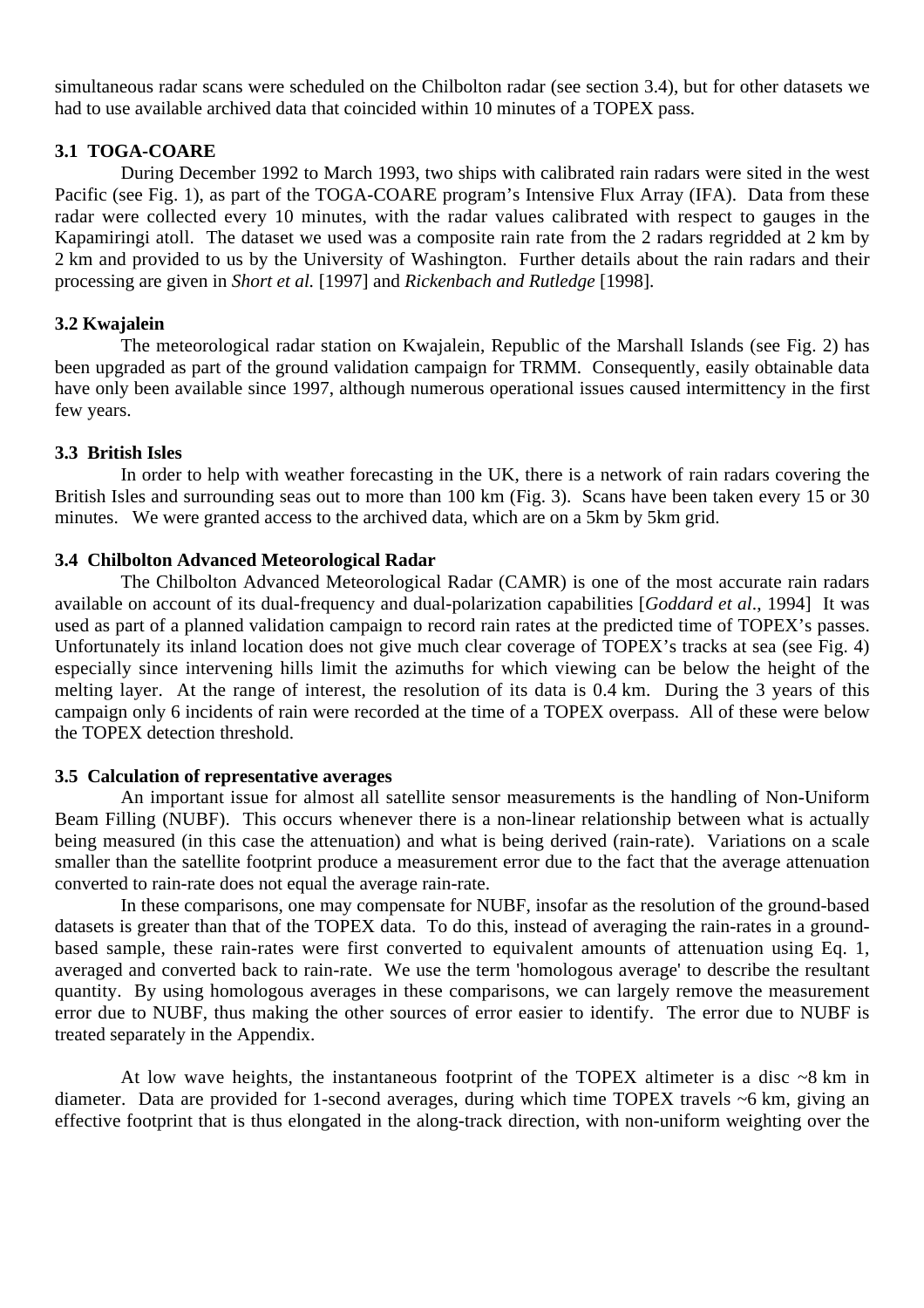simultaneous radar scans were scheduled on the Chilbolton radar (see section 3.4), but for other datasets we had to use available archived data that coincided within 10 minutes of a TOPEX pass.

### 3.1 TOGA-COARE

During December 1992 to March 1993, two ships with calibrated rain radars were sited in the west Pacific (see Fig. 1), as part of the TOGA-COARE program's Intensive Flux Array (IFA). Data from these radar were collected every 10 minutes, with the radar values calibrated with respect to gauges in the Kapamiringi atoll. The dataset we used was a composite rain rate from the 2 radars regridded at 2 km by 2 km and provided to us by the University of Washington. Further details about the rain radars and their processing are given in *Short et al.* [1997] and *Rickenbach and Rutledge* [1998].

### 3.2 Kwajalein

The meteorological radar station on Kwajalein, Republic of the Marshall Islands (see Fig. 2) has been upgraded as part of the ground validation campaign for TRMM. Consequently, easily obtainable data have only been available since 1997, although numerous operational issues caused intermittency in the first few years.

### 3.3 British Isles

In order to help with weather forecasting in the UK, there is a network of rain radars covering the British Isles and surrounding seas out to more than 100 km (Fig. 3). Scans have been taken every 15 or 30 minutes. We were granted access to the archived data, which are on a 5km by 5km grid.

### 3.4 Chilbolton Advanced Meteorological Radar

The Chilbolton Advanced Meteorological Radar (CAMR) is one of the most accurate rain radars available on account of its dual-frequency and dual-polarization capabilities [*Goddard et al*., 1994] It was used as part of a planned validation campaign to record rain rates at the predicted time of TOPEX's passes. Unfortunately its inland location does not give much clear coverage of TOPEX's tracks at sea (see Fig. 4) especially since intervening hills limit the azimuths for which viewing can be below the height of the melting layer. At the range of interest, the resolution of its data is 0.4 km. During the 3 years of this campaign only 6 incidents of rain were recorded at the time of a TOPEX overpass. All of these were below the TOPEX detection threshold.

### 3.5 Calculation of representative averages

An important issue for almost all satellite sensor measurements is the handling of Non-Uniform Beam Filling (NUBF). This occurs whenever there is a non-linear relationship between what is actually being measured (in this case the attenuation) and what is being derived (rain-rate). Variations on a scale smaller than the satellite footprint produce a measurement error due to the fact that the average attenuation converted to rain-rate does not equal the average rain-rate.

In these comparisons, one may compensate for NUBF, insofar as the resolution of the ground-based datasets is greater than that of the TOPEX data. To do this, instead of averaging the rain-rates in a ground-based sample, these rain-rates were first converted to equivalent amounts of attenuation using Eq. 1, averaged and converted back to rain-rate. We use the term 'homologous average' to describe the resultant quantity. By using homologous averages in these comparisons, we can largely remove the measurement error due to NUBF, thus making the other sources of error easier to identify. The error due to NUBF is treated separately in the Appendix.

At low wave heights, the instantaneous footprint of the TOPEX altimeter is a disc ~8 km in diameter. Data are provided for 1-second averages, during which time TOPEX travels ~6 km, giving an effective footprint that is thus elongated in the along-track direction, with non-uniform weighting over the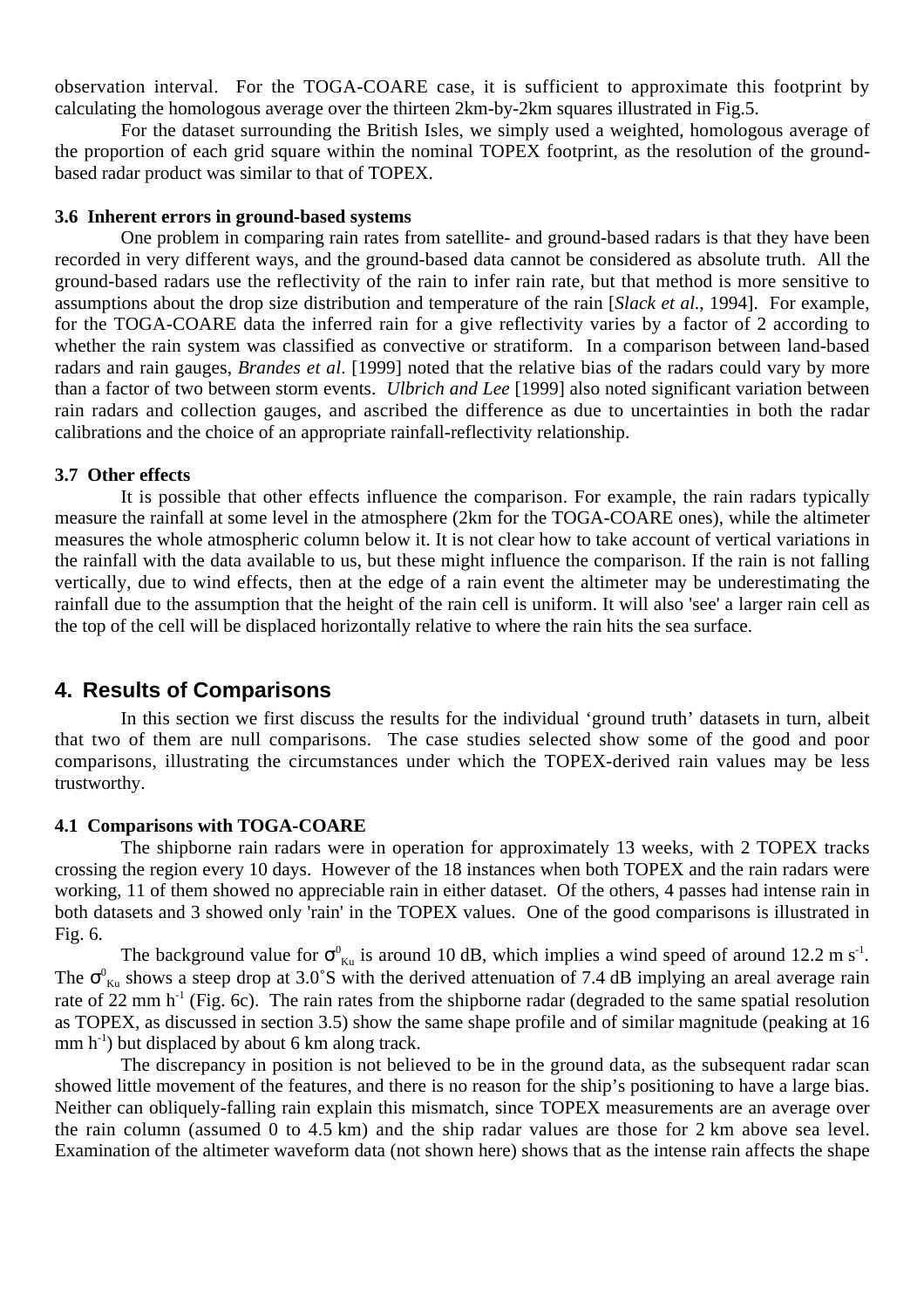observation interval. For the TOGA-COARE case, it is sufficient to approximate this footprint by calculating the homologous average over the thirteen 2km-by-2km squares illustrated in Fig.5.

For the dataset surrounding the British Isles, we simply used a weighted, homologous average of the proportion of each grid square within the nominal TOPEX footprint, as the resolution of the ground-based radar product was similar to that of TOPEX.

### 3.6 Inherent errors in ground-based systems

One problem in comparing rain rates from satellite- and ground-based radars is that they have been recorded in very different ways, and the ground-based data cannot be considered as absolute truth. All the ground-based radars use the reflectivity of the rain to infer rain rate, but that method is more sensitive to assumptions about the drop size distribution and temperature of the rain [*Slack et al.*, 1994]. For example, for the TOGA-COARE data the inferred rain for a give reflectivity varies by a factor of 2 according to whether the rain system was classified as convective or stratiform. In a comparison between land-based radars and rain gauges, *Brandes et al*. [1999] noted that the relative bias of the radars could vary by more than a factor of two between storm events. *Ulbrich and Lee* [1999] also noted significant variation between rain radars and collection gauges, and ascribed the difference as due to uncertainties in both the radar calibrations and the choice of an appropriate rainfall-reflectivity relationship.

### 3.7 Other effects

It is possible that other effects influence the comparison. For example, the rain radars typically measure the rainfall at some level in the atmosphere (2km for the TOGA-COARE ones), while the altimeter measures the whole atmospheric column below it. It is not clear how to take account of vertical variations in the rainfall with the data available to us, but these might influence the comparison. If the rain is not falling vertically, due to wind effects, then at the edge of a rain event the altimeter may be underestimating the rainfall due to the assumption that the height of the rain cell is uniform. It will also 'see' a larger rain cell as the top of the cell will be displaced horizontally relative to where the rain hits the sea surface.

## 4. Results of Comparisons

In this section we first discuss the results for the individual 'ground truth' datasets in turn, albeit that two of them are null comparisons. The case studies selected show some of the good and poor comparisons, illustrating the circumstances under which the TOPEX-derived rain values may be less trustworthy.

### 4.1 Comparisons with TOGA-COARE

The shipborne rain radars were in operation for approximately 13 weeks, with 2 TOPEX tracks crossing the region every 10 days. However of the 18 instances when both TOPEX and the rain radars were working, 11 of them showed no appreciable rain in either dataset. Of the others, 4 passes had intense rain in both datasets and 3 showed only 'rain' in the TOPEX values. One of the good comparisons is illustrated in Fig. 6.

The background value for $\sigma^0_{Ku}$ is around 10 dB, which implies a wind speed of around 12.2 m s$^{-1}$. The $\sigma^0_{Ku}$ shows a steep drop at 3.0˚S with the derived attenuation of 7.4 dB implying an areal average rain rate of 22 mm h$^{-1}$ (Fig. 6c). The rain rates from the shipborne radar (degraded to the same spatial resolution as TOPEX, as discussed in section 3.5) show the same shape profile and of similar magnitude (peaking at 16 mm h$^{-1}$) but displaced by about 6 km along track.

The discrepancy in position is not believed to be in the ground data, as the subsequent radar scan showed little movement of the features, and there is no reason for the ship's positioning to have a large bias. Neither can obliquely-falling rain explain this mismatch, since TOPEX measurements are an average over the rain column (assumed 0 to 4.5 km) and the ship radar values are those for 2 km above sea level. Examination of the altimeter waveform data (not shown here) shows that as the intense rain affects the shape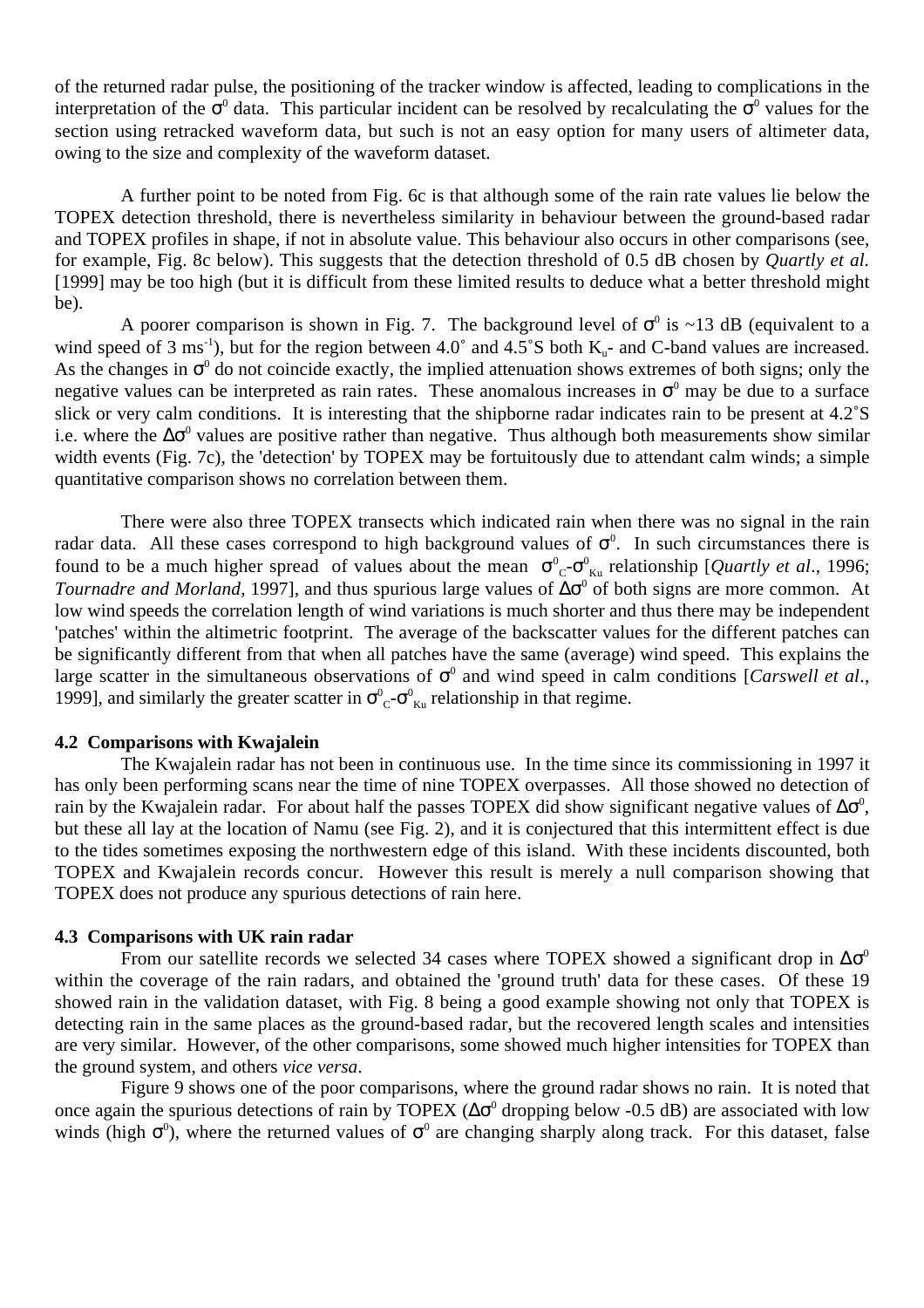of the returned radar pulse, the positioning of the tracker window is affected, leading to complications in the interpretation of the $\sigma^0$ data. This particular incident can be resolved by recalculating the $\sigma^0$ values for the section using retracked waveform data, but such is not an easy option for many users of altimeter data, owing to the size and complexity of the waveform dataset.

A further point to be noted from Fig. 6c is that although some of the rain rate values lie below the TOPEX detection threshold, there is nevertheless similarity in behaviour between the ground-based radar and TOPEX profiles in shape, if not in absolute value. This behaviour also occurs in other comparisons (see, for example, Fig. 8c below). This suggests that the detection threshold of 0.5 dB chosen by *Quartly et al.* [1999] may be too high (but it is difficult from these limited results to deduce what a better threshold might be).

A poorer comparison is shown in Fig. 7. The background level of $\sigma^0$ is ~13 dB (equivalent to a wind speed of 3 ms$^{-1}$), but for the region between 4.0˚ and 4.5˚S both $K_u$- and C-band values are increased. As the changes in $\sigma^0$ do not coincide exactly, the implied attenuation shows extremes of both signs; only the negative values can be interpreted as rain rates. These anomalous increases in $\sigma^0$ may be due to a surface slick or very calm conditions. It is interesting that the shipborne radar indicates rain to be present at 4.2˚S i.e. where the $\Delta\sigma^0$ values are positive rather than negative. Thus although both measurements show similar width events (Fig. 7c), the 'detection' by TOPEX may be fortuitously due to attendant calm winds; a simple quantitative comparison shows no correlation between them.

There were also three TOPEX transects which indicated rain when there was no signal in the rain radar data. All these cases correspond to high background values of $\sigma^0$. In such circumstances there is found to be a much higher spread of values about the mean $\sigma^0_C$-$\sigma^0_{Ku}$ relationship [*Quartly et al*., 1996; *Tournadre and Morland*, 1997], and thus spurious large values of $\Delta\sigma^0$ of both signs are more common. At low wind speeds the correlation length of wind variations is much shorter and thus there may be independent 'patches' within the altimetric footprint. The average of the backscatter values for the different patches can be significantly different from that when all patches have the same (average) wind speed. This explains the large scatter in the simultaneous observations of $\sigma^0$ and wind speed in calm conditions [*Carswell et al*., 1999], and similarly the greater scatter in $\sigma^0_C$-$\sigma^0_{Ku}$ relationship in that regime.

### 4.2 Comparisons with Kwajalein

The Kwajalein radar has not been in continuous use. In the time since its commissioning in 1997 it has only been performing scans near the time of nine TOPEX overpasses. All those showed no detection of rain by the Kwajalein radar. For about half the passes TOPEX did show significant negative values of $\Delta\sigma^0$, but these all lay at the location of Namu (see Fig. 2), and it is conjectured that this intermittent effect is due to the tides sometimes exposing the northwestern edge of this island. With these incidents discounted, both TOPEX and Kwajalein records concur. However this result is merely a null comparison showing that TOPEX does not produce any spurious detections of rain here.

### 4.3 Comparisons with UK rain radar

From our satellite records we selected 34 cases where TOPEX showed a significant drop in $\Delta\sigma^0$ within the coverage of the rain radars, and obtained the 'ground truth' data for these cases. Of these 19 showed rain in the validation dataset, with Fig. 8 being a good example showing not only that TOPEX is detecting rain in the same places as the ground-based radar, but the recovered length scales and intensities are very similar. However, of the other comparisons, some showed much higher intensities for TOPEX than the ground system, and others *vice versa*.

Figure 9 shows one of the poor comparisons, where the ground radar shows no rain. It is noted that once again the spurious detections of rain by TOPEX ($\Delta\sigma^0$ dropping below -0.5 dB) are associated with low winds (high $\sigma^0$), where the returned values of $\sigma^0$ are changing sharply along track. For this dataset, false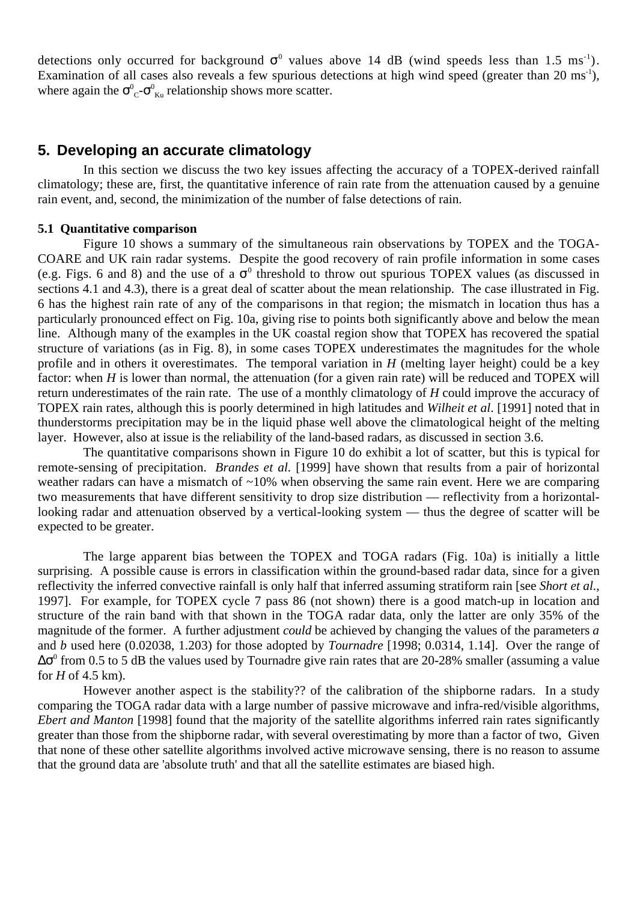detections only occurred for background $\sigma^0$ values above 14 dB (wind speeds less than 1.5 $ms^{-1}$). Examination of all cases also reveals a few spurious detections at high wind speed (greater than 20 $ms^{-1}$), where again the $\sigma^0_C$-$\sigma^0_{Ku}$ relationship shows more scatter.

## 5. Developing an accurate climatology

In this section we discuss the two key issues affecting the accuracy of a TOPEX-derived rainfall climatology; these are, first, the quantitative inference of rain rate from the attenuation caused by a genuine rain event, and, second, the minimization of the number of false detections of rain.

**5.1 Quantitative comparison**

Figure 10 shows a summary of the simultaneous rain observations by TOPEX and the TOGA-COARE and UK rain radar systems. Despite the good recovery of rain profile information in some cases (e.g. Figs. 6 and 8) and the use of a $\sigma^0$ threshold to throw out spurious TOPEX values (as discussed in sections 4.1 and 4.3), there is a great deal of scatter about the mean relationship. The case illustrated in Fig. 6 has the highest rain rate of any of the comparisons in that region; the mismatch in location thus has a particularly pronounced effect on Fig. 10a, giving rise to points both significantly above and below the mean line. Although many of the examples in the UK coastal region show that TOPEX has recovered the spatial structure of variations (as in Fig. 8), in some cases TOPEX underestimates the magnitudes for the whole profile and in others it overestimates. The temporal variation in *H* (melting layer height) could be a key factor: when *H* is lower than normal, the attenuation (for a given rain rate) will be reduced and TOPEX will return underestimates of the rain rate. The use of a monthly climatology of *H* could improve the accuracy of TOPEX rain rates, although this is poorly determined in high latitudes and *Wilheit et al.* [1991] noted that in thunderstorms precipitation may be in the liquid phase well above the climatological height of the melting layer. However, also at issue is the reliability of the land-based radars, as discussed in section 3.6.

The quantitative comparisons shown in Figure 10 do exhibit a lot of scatter, but this is typical for remote-sensing of precipitation. *Brandes et al.* [1999] have shown that results from a pair of horizontal weather radars can have a mismatch of ~10% when observing the same rain event. Here we are comparing two measurements that have different sensitivity to drop size distribution — reflectivity from a horizontal-looking radar and attenuation observed by a vertical-looking system — thus the degree of scatter will be expected to be greater.

The large apparent bias between the TOPEX and TOGA radars (Fig. 10a) is initially a little surprising. A possible cause is errors in classification within the ground-based radar data, since for a given reflectivity the inferred convective rainfall is only half that inferred assuming stratiform rain [see *Short et al*., 1997]. For example, for TOPEX cycle 7 pass 86 (not shown) there is a good match-up in location and structure of the rain band with that shown in the TOGA radar data, only the latter are only 35% of the magnitude of the former. A further adjustment *could* be achieved by changing the values of the parameters *a* and *b* used here (0.02038, 1.203) for those adopted by *Tournadre* [1998; 0.0314, 1.14]. Over the range of $\Delta\sigma^0$ from 0.5 to 5 dB the values used by Tournadre give rain rates that are 20-28% smaller (assuming a value for *H* of 4.5 km).

However another aspect is the stability?? of the calibration of the shipborne radars. In a study comparing the TOGA radar data with a large number of passive microwave and infra-red/visible algorithms, *Ebert and Manton* [1998] found that the majority of the satellite algorithms inferred rain rates significantly greater than those from the shipborne radar, with several overestimating by more than a factor of two, Given that none of these other satellite algorithms involved active microwave sensing, there is no reason to assume that the ground data are 'absolute truth' and that all the satellite estimates are biased high.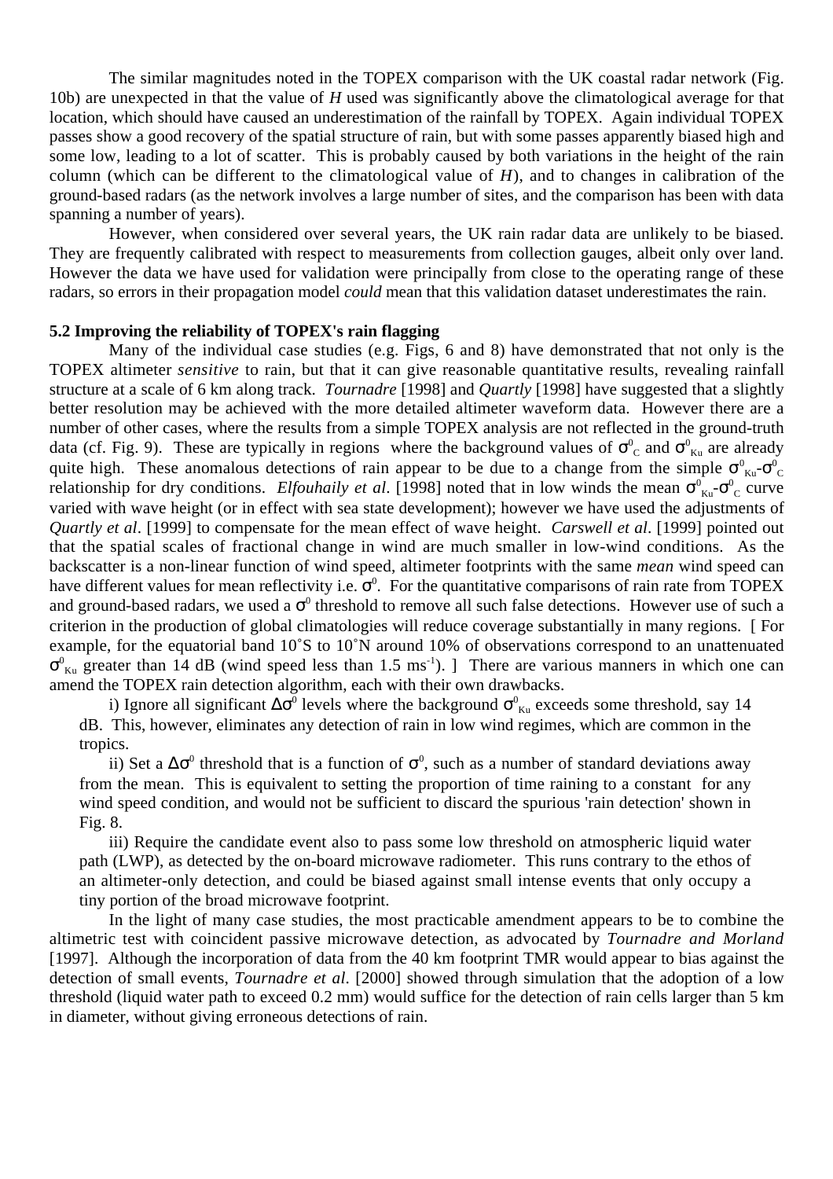The similar magnitudes noted in the TOPEX comparison with the UK coastal radar network (Fig. 10b) are unexpected in that the value of $H$ used was significantly above the climatological average for that location, which should have caused an underestimation of the rainfall by TOPEX. Again individual TOPEX passes show a good recovery of the spatial structure of rain, but with some passes apparently biased high and some low, leading to a lot of scatter. This is probably caused by both variations in the height of the rain column (which can be different to the climatological value of $H$), and to changes in calibration of the ground-based radars (as the network involves a large number of sites, and the comparison has been with data spanning a number of years).

However, when considered over several years, the UK rain radar data are unlikely to be biased. They are frequently calibrated with respect to measurements from collection gauges, albeit only over land. However the data we have used for validation were principally from close to the operating range of these radars, so errors in their propagation model *could* mean that this validation dataset underestimates the rain.

**5.2 Improving the reliability of TOPEX's rain flagging**

Many of the individual case studies (e.g. Figs, 6 and 8) have demonstrated that not only is the TOPEX altimeter *sensitive* to rain, but that it can give reasonable quantitative results, revealing rainfall structure at a scale of 6 km along track. *Tournadre* [1998] and *Quartly* [1998] have suggested that a slightly better resolution may be achieved with the more detailed altimeter waveform data. However there are a number of other cases, where the results from a simple TOPEX analysis are not reflected in the ground-truth data (cf. Fig. 9). These are typically in regions where the background values of $\sigma^0_C$ and $\sigma^0_{Ku}$ are already quite high. These anomalous detections of rain appear to be due to a change from the simple $\sigma^0_{Ku}$-$\sigma^0_C$ relationship for dry conditions. *Elfouhaily et al*. [1998] noted that in low winds the mean $\sigma^0_{Ku}$-$\sigma^0_C$ curve varied with wave height (or in effect with sea state development); however we have used the adjustments of *Quartly et al*. [1999] to compensate for the mean effect of wave height. *Carswell et al*. [1999] pointed out that the spatial scales of fractional change in wind are much smaller in low-wind conditions. As the backscatter is a non-linear function of wind speed, altimeter footprints with the same *mean* wind speed can have different values for mean reflectivity i.e. $\sigma^0$. For the quantitative comparisons of rain rate from TOPEX and ground-based radars, we used a $\sigma^0$ threshold to remove all such false detections. However use of such a criterion in the production of global climatologies will reduce coverage substantially in many regions. [ For example, for the equatorial band 10˚S to 10˚N around 10% of observations correspond to an unattenuated $\sigma^0_{Ku}$ greater than 14 dB (wind speed less than 1.5 ms$^{-1}$). ] There are various manners in which one can amend the TOPEX rain detection algorithm, each with their own drawbacks.

i) Ignore all significant $\Delta\sigma^0$ levels where the background $\sigma^0_{Ku}$ exceeds some threshold, say 14 dB. This, however, eliminates any detection of rain in low wind regimes, which are common in the tropics.

ii) Set a $\Delta\sigma^0$ threshold that is a function of $\sigma^0$, such as a number of standard deviations away from the mean. This is equivalent to setting the proportion of time raining to a constant for any wind speed condition, and would not be sufficient to discard the spurious 'rain detection' shown in Fig. 8.

iii) Require the candidate event also to pass some low threshold on atmospheric liquid water path (LWP), as detected by the on-board microwave radiometer. This runs contrary to the ethos of an altimeter-only detection, and could be biased against small intense events that only occupy a tiny portion of the broad microwave footprint.

In the light of many case studies, the most practicable amendment appears to be to combine the altimetric test with coincident passive microwave detection, as advocated by *Tournadre and Morland* [1997]. Although the incorporation of data from the 40 km footprint TMR would appear to bias against the detection of small events, *Tournadre et al*. [2000] showed through simulation that the adoption of a low threshold (liquid water path to exceed 0.2 mm) would suffice for the detection of rain cells larger than 5 km in diameter, without giving erroneous detections of rain.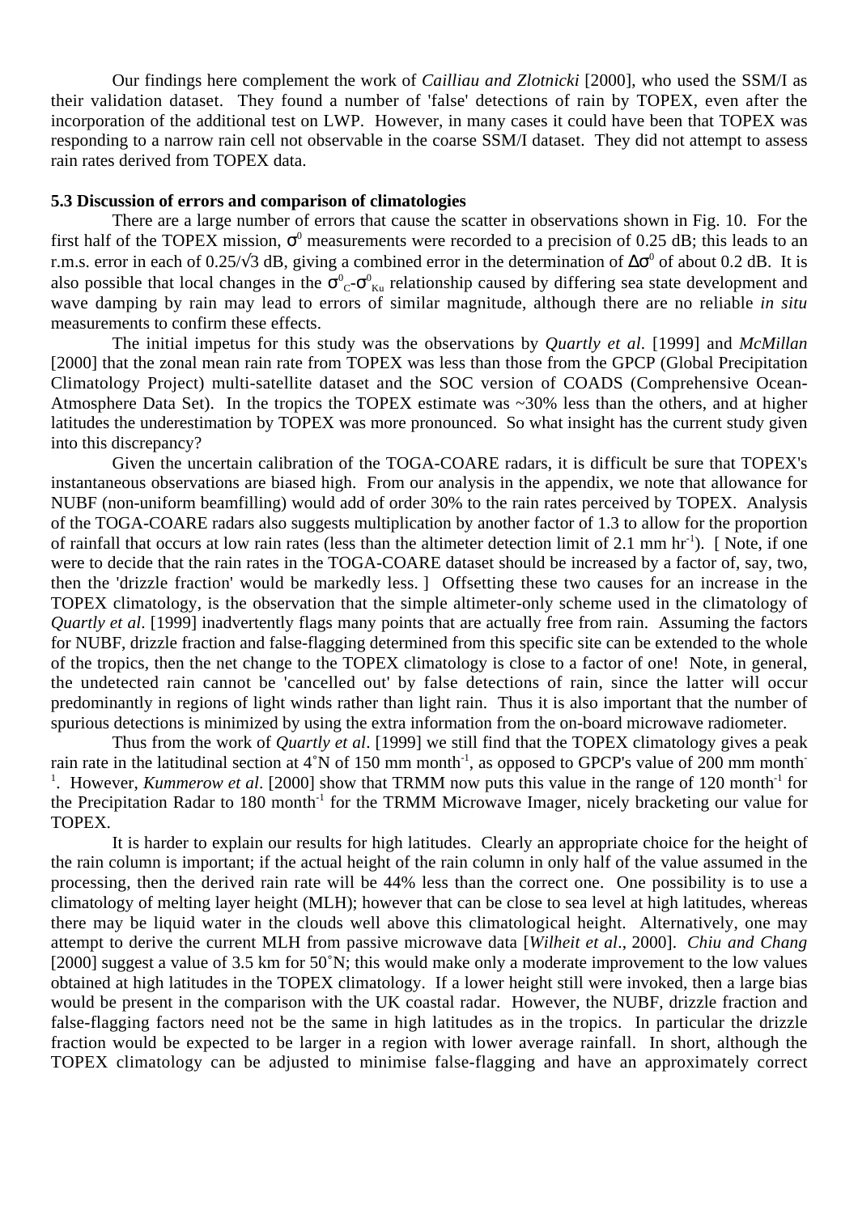Our findings here complement the work of *Cailliau and Zlotnicki* [2000], who used the SSM/I as their validation dataset. They found a number of 'false' detections of rain by TOPEX, even after the incorporation of the additional test on LWP. However, in many cases it could have been that TOPEX was responding to a narrow rain cell not observable in the coarse SSM/I dataset. They did not attempt to assess rain rates derived from TOPEX data.

**5.3 Discussion of errors and comparison of climatologies**

There are a large number of errors that cause the scatter in observations shown in Fig. 10. For the first half of the TOPEX mission, $\sigma^0$ measurements were recorded to a precision of 0.25 dB; this leads to an r.m.s. error in each of 0.25/√3 dB, giving a combined error in the determination of $\Delta\sigma^0$ of about 0.2 dB. It is also possible that local changes in the $\sigma^0_C$-$\sigma^0_{Ku}$ relationship caused by differing sea state development and wave damping by rain may lead to errors of similar magnitude, although there are no reliable *in situ* measurements to confirm these effects.

The initial impetus for this study was the observations by *Quartly et al*. [1999] and *McMillan* [2000] that the zonal mean rain rate from TOPEX was less than those from the GPCP (Global Precipitation Climatology Project) multi-satellite dataset and the SOC version of COADS (Comprehensive Ocean-Atmosphere Data Set). In the tropics the TOPEX estimate was ~30% less than the others, and at higher latitudes the underestimation by TOPEX was more pronounced. So what insight has the current study given into this discrepancy?

Given the uncertain calibration of the TOGA-COARE radars, it is difficult be sure that TOPEX's instantaneous observations are biased high. From our analysis in the appendix, we note that allowance for NUBF (non-uniform beamfilling) would add of order 30% to the rain rates perceived by TOPEX. Analysis of the TOGA-COARE radars also suggests multiplication by another factor of 1.3 to allow for the proportion of rainfall that occurs at low rain rates (less than the altimeter detection limit of 2.1 mm hr$^{-1}$). [ Note, if one were to decide that the rain rates in the TOGA-COARE dataset should be increased by a factor of, say, two, then the 'drizzle fraction' would be markedly less. ] Offsetting these two causes for an increase in the TOPEX climatology, is the observation that the simple altimeter-only scheme used in the climatology of *Quartly et al*. [1999] inadvertently flags many points that are actually free from rain. Assuming the factors for NUBF, drizzle fraction and false-flagging determined from this specific site can be extended to the whole of the tropics, then the net change to the TOPEX climatology is close to a factor of one! Note, in general, the undetected rain cannot be 'cancelled out' by false detections of rain, since the latter will occur predominantly in regions of light winds rather than light rain. Thus it is also important that the number of spurious detections is minimized by using the extra information from the on-board microwave radiometer.

Thus from the work of *Quartly et al*. [1999] we still find that the TOPEX climatology gives a peak rain rate in the latitudinal section at 4˚N of 150 mm month$^{-1}$, as opposed to GPCP's value of 200 mm month$^{-1}$. However, *Kummerow et al*. [2000] show that TRMM now puts this value in the range of 120 month$^{-1}$ for the Precipitation Radar to 180 month$^{-1}$ for the TRMM Microwave Imager, nicely bracketing our value for TOPEX.

It is harder to explain our results for high latitudes. Clearly an appropriate choice for the height of the rain column is important; if the actual height of the rain column in only half of the value assumed in the processing, then the derived rain rate will be 44% less than the correct one. One possibility is to use a climatology of melting layer height (MLH); however that can be close to sea level at high latitudes, whereas there may be liquid water in the clouds well above this climatological height. Alternatively, one may attempt to derive the current MLH from passive microwave data [*Wilheit et al*., 2000]. *Chiu and Chang* [2000] suggest a value of 3.5 km for 50˚N; this would make only a moderate improvement to the low values obtained at high latitudes in the TOPEX climatology. If a lower height still were invoked, then a large bias would be present in the comparison with the UK coastal radar. However, the NUBF, drizzle fraction and false-flagging factors need not be the same in high latitudes as in the tropics. In particular the drizzle fraction would be expected to be larger in a region with lower average rainfall. In short, although the TOPEX climatology can be adjusted to minimise false-flagging and have an approximately correct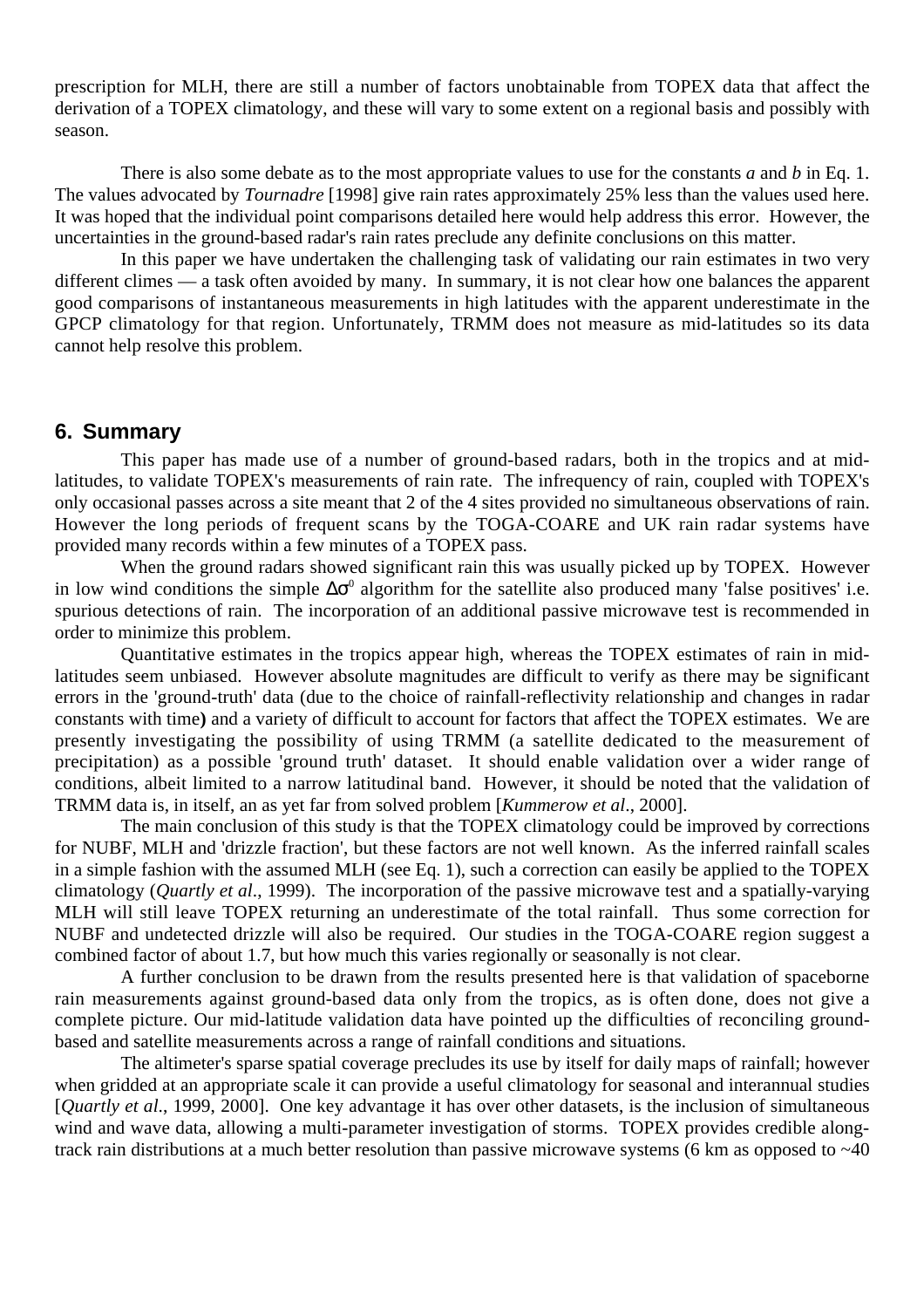prescription for MLH, there are still a number of factors unobtainable from TOPEX data that affect the derivation of a TOPEX climatology, and these will vary to some extent on a regional basis and possibly with season.

There is also some debate as to the most appropriate values to use for the constants *a* and *b* in Eq. 1. The values advocated by *Tournadre* [1998] give rain rates approximately 25% less than the values used here. It was hoped that the individual point comparisons detailed here would help address this error. However, the uncertainties in the ground-based radar's rain rates preclude any definite conclusions on this matter.

In this paper we have undertaken the challenging task of validating our rain estimates in two very different climes — a task often avoided by many. In summary, it is not clear how one balances the apparent good comparisons of instantaneous measurements in high latitudes with the apparent underestimate in the GPCP climatology for that region. Unfortunately, TRMM does not measure as mid-latitudes so its data cannot help resolve this problem.

## 6. Summary

This paper has made use of a number of ground-based radars, both in the tropics and at mid-latitudes, to validate TOPEX's measurements of rain rate. The infrequency of rain, coupled with TOPEX's only occasional passes across a site meant that 2 of the 4 sites provided no simultaneous observations of rain. However the long periods of frequent scans by the TOGA-COARE and UK rain radar systems have provided many records within a few minutes of a TOPEX pass.

When the ground radars showed significant rain this was usually picked up by TOPEX. However in low wind conditions the simple $\Delta\sigma^0$ algorithm for the satellite also produced many 'false positives' i.e. spurious detections of rain. The incorporation of an additional passive microwave test is recommended in order to minimize this problem.

Quantitative estimates in the tropics appear high, whereas the TOPEX estimates of rain in mid-latitudes seem unbiased. However absolute magnitudes are difficult to verify as there may be significant errors in the 'ground-truth' data (due to the choice of rainfall-reflectivity relationship and changes in radar constants with time**)** and a variety of difficult to account for factors that affect the TOPEX estimates. We are presently investigating the possibility of using TRMM (a satellite dedicated to the measurement of precipitation) as a possible 'ground truth' dataset. It should enable validation over a wider range of conditions, albeit limited to a narrow latitudinal band. However, it should be noted that the validation of TRMM data is, in itself, an as yet far from solved problem [*Kummerow et al*., 2000].

The main conclusion of this study is that the TOPEX climatology could be improved by corrections for NUBF, MLH and 'drizzle fraction', but these factors are not well known. As the inferred rainfall scales in a simple fashion with the assumed MLH (see Eq. 1), such a correction can easily be applied to the TOPEX climatology (*Quartly et al*., 1999). The incorporation of the passive microwave test and a spatially-varying MLH will still leave TOPEX returning an underestimate of the total rainfall. Thus some correction for NUBF and undetected drizzle will also be required. Our studies in the TOGA-COARE region suggest a combined factor of about 1.7, but how much this varies regionally or seasonally is not clear.

A further conclusion to be drawn from the results presented here is that validation of spaceborne rain measurements against ground-based data only from the tropics, as is often done, does not give a complete picture. Our mid-latitude validation data have pointed up the difficulties of reconciling ground-based and satellite measurements across a range of rainfall conditions and situations.

The altimeter's sparse spatial coverage precludes its use by itself for daily maps of rainfall; however when gridded at an appropriate scale it can provide a useful climatology for seasonal and interannual studies [*Quartly et al*., 1999, 2000]. One key advantage it has over other datasets, is the inclusion of simultaneous wind and wave data, allowing a multi-parameter investigation of storms. TOPEX provides credible along-track rain distributions at a much better resolution than passive microwave systems (6 km as opposed to ~40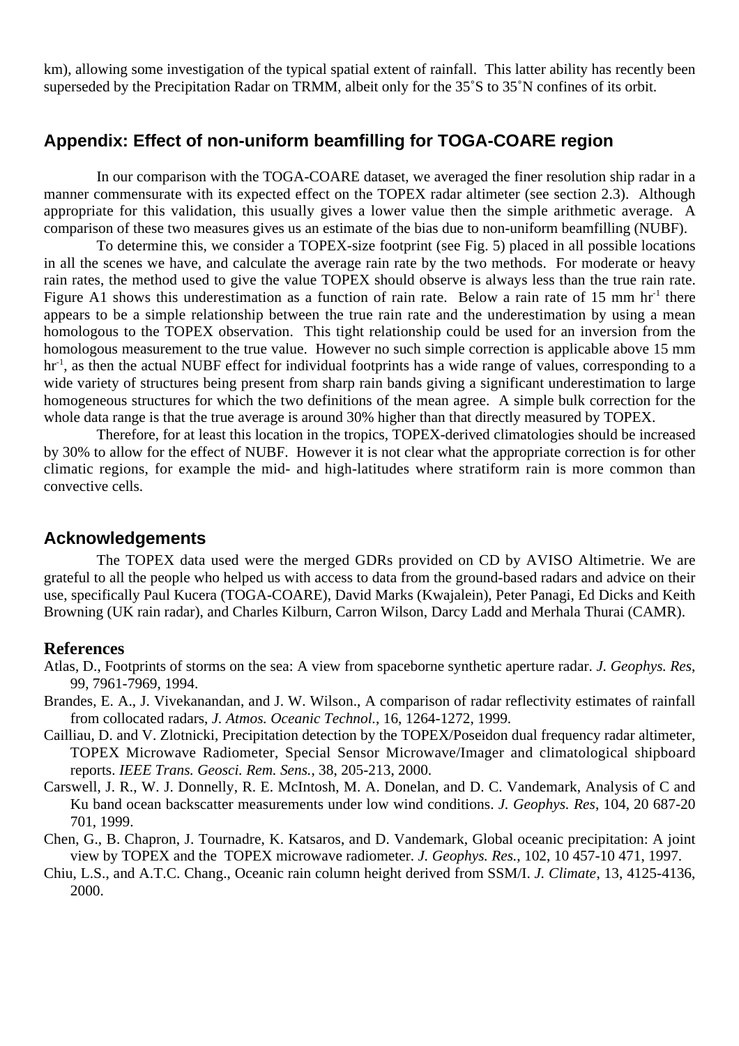km), allowing some investigation of the typical spatial extent of rainfall. This latter ability has recently been superseded by the Precipitation Radar on TRMM, albeit only for the 35˚S to 35˚N confines of its orbit.

## Appendix: Effect of non-uniform beamfilling for TOGA-COARE region

In our comparison with the TOGA-COARE dataset, we averaged the finer resolution ship radar in a manner commensurate with its expected effect on the TOPEX radar altimeter (see section 2.3). Although appropriate for this validation, this usually gives a lower value then the simple arithmetic average. A comparison of these two measures gives us an estimate of the bias due to non-uniform beamfilling (NUBF).

To determine this, we consider a TOPEX-size footprint (see Fig. 5) placed in all possible locations in all the scenes we have, and calculate the average rain rate by the two methods. For moderate or heavy rain rates, the method used to give the value TOPEX should observe is always less than the true rain rate. Figure A1 shows this underestimation as a function of rain rate. Below a rain rate of 15 mm $hr^{-1}$ there appears to be a simple relationship between the true rain rate and the underestimation by using a mean homologous to the TOPEX observation. This tight relationship could be used for an inversion from the homologous measurement to the true value. However no such simple correction is applicable above 15 mm $hr^{-1}$, as then the actual NUBF effect for individual footprints has a wide range of values, corresponding to a wide variety of structures being present from sharp rain bands giving a significant underestimation to large homogeneous structures for which the two definitions of the mean agree. A simple bulk correction for the whole data range is that the true average is around 30% higher than that directly measured by TOPEX.

Therefore, for at least this location in the tropics, TOPEX-derived climatologies should be increased by 30% to allow for the effect of NUBF. However it is not clear what the appropriate correction is for other climatic regions, for example the mid- and high-latitudes where stratiform rain is more common than convective cells.

## Acknowledgements

The TOPEX data used were the merged GDRs provided on CD by AVISO Altimetrie. We are grateful to all the people who helped us with access to data from the ground-based radars and advice on their use, specifically Paul Kucera (TOGA-COARE), David Marks (Kwajalein), Peter Panagi, Ed Dicks and Keith Browning (UK rain radar), and Charles Kilburn, Carron Wilson, Darcy Ladd and Merhala Thurai (CAMR).

## References

Atlas, D., Footprints of storms on the sea: A view from spaceborne synthetic aperture radar. *J. Geophys. Res*, 99, 7961-7969, 1994.

Brandes, E. A., J. Vivekanandan, and J. W. Wilson., A comparison of radar reflectivity estimates of rainfall from collocated radars, *J. Atmos. Oceanic Technol.*, 16, 1264-1272, 1999.

Cailliau, D. and V. Zlotnicki, Precipitation detection by the TOPEX/Poseidon dual frequency radar altimeter, TOPEX Microwave Radiometer, Special Sensor Microwave/Imager and climatological shipboard reports. *IEEE Trans. Geosci. Rem. Sens.*, 38, 205-213, 2000.

Carswell, J. R., W. J. Donnelly, R. E. McIntosh, M. A. Donelan, and D. C. Vandemark, Analysis of C and Ku band ocean backscatter measurements under low wind conditions. *J. Geophys. Res*, 104, 20 687-20 701, 1999.

Chen, G., B. Chapron, J. Tournadre, K. Katsaros, and D. Vandemark, Global oceanic precipitation: A joint view by TOPEX and the TOPEX microwave radiometer. *J. Geophys. Res.*, 102, 10 457-10 471, 1997.

Chiu, L.S., and A.T.C. Chang., Oceanic rain column height derived from SSM/I. *J. Climate*, 13, 4125-4136, 2000.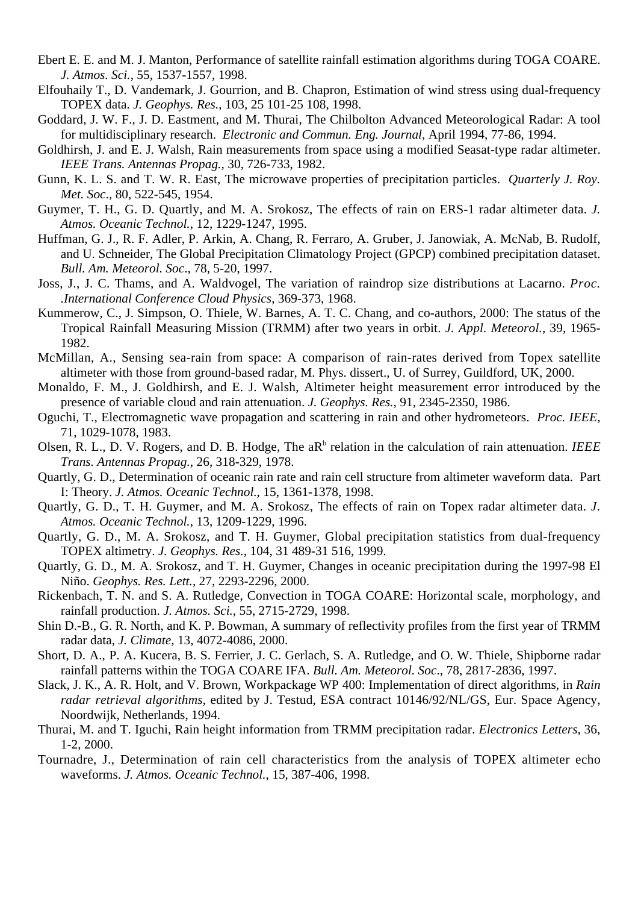Ebert E. E. and M. J. Manton, Performance of satellite rainfall estimation algorithms during TOGA COARE. *J. Atmos. Sci.*, 55, 1537-1557, 1998.

Elfouhaily T., D. Vandemark, J. Gourrion, and B. Chapron, Estimation of wind stress using dual-frequency TOPEX data. *J. Geophys. Res.*, 103, 25 101-25 108, 1998.

Goddard, J. W. F., J. D. Eastment, and M. Thurai, The Chilbolton Advanced Meteorological Radar: A tool for multidisciplinary research. *Electronic and Commun. Eng. Journal*, April 1994, 77-86, 1994.

Goldhirsh, J. and E. J. Walsh, Rain measurements from space using a modified Seasat-type radar altimeter. *IEEE Trans. Antennas Propag.*, 30, 726-733, 1982.

Gunn, K. L. S. and T. W. R. East, The microwave properties of precipitation particles. *Quarterly J. Roy. Met. Soc*., 80, 522-545, 1954.

Guymer, T. H., G. D. Quartly, and M. A. Srokosz, The effects of rain on ERS-1 radar altimeter data. *J. Atmos. Oceanic Technol.*, 12, 1229-1247, 1995.

Huffman, G. J., R. F. Adler, P. Arkin, A. Chang, R. Ferraro, A. Gruber, J. Janowiak, A. McNab, B. Rudolf, and U. Schneider, The Global Precipitation Climatology Project (GPCP) combined precipitation dataset. *Bull. Am. Meteorol. Soc*., 78, 5-20, 1997.

Joss, J., J. C. Thams, and A. Waldvogel, The variation of raindrop size distributions at Lacarno. *Proc. .International Conference Cloud Physics*, 369-373, 1968.

Kummerow, C., J. Simpson, O. Thiele, W. Barnes, A. T. C. Chang, and co-authors, 2000: The status of the Tropical Rainfall Measuring Mission (TRMM) after two years in orbit. *J. Appl. Meteorol.*, 39, 1965-1982.

McMillan, A., Sensing sea-rain from space: A comparison of rain-rates derived from Topex satellite altimeter with those from ground-based radar, M. Phys. dissert., U. of Surrey, Guildford, UK, 2000.

Monaldo, F. M., J. Goldhirsh, and E. J. Walsh, Altimeter height measurement error introduced by the presence of variable cloud and rain attenuation. *J. Geophys. Res.*, 91, 2345-2350, 1986.

Oguchi, T., Electromagnetic wave propagation and scattering in rain and other hydrometeors. *Proc. IEEE*, 71, 1029-1078, 1983.

Olsen, R. L., D. V. Rogers, and D. B. Hodge, The $aR^b$ relation in the calculation of rain attenuation. *IEEE Trans. Antennas Propag.*, 26, 318-329, 1978.

Quartly, G. D., Determination of oceanic rain rate and rain cell structure from altimeter waveform data. Part I: Theory. *J. Atmos. Oceanic Technol.*, 15, 1361-1378, 1998.

Quartly, G. D., T. H. Guymer, and M. A. Srokosz, The effects of rain on Topex radar altimeter data. *J. Atmos. Oceanic Technol.*, 13, 1209-1229, 1996.

Quartly, G. D., M. A. Srokosz, and T. H. Guymer, Global precipitation statistics from dual-frequency TOPEX altimetry. *J. Geophys. Res.*, 104, 31 489-31 516, 1999.

Quartly, G. D., M. A. Srokosz, and T. H. Guymer, Changes in oceanic precipitation during the 1997-98 El Niño. *Geophys. Res. Lett.*, 27, 2293-2296, 2000.

Rickenbach, T. N. and S. A. Rutledge, Convection in TOGA COARE: Horizontal scale, morphology, and rainfall production. *J. Atmos. Sci.*, 55, 2715-2729, 1998.

Shin D.-B., G. R. North, and K. P. Bowman, A summary of reflectivity profiles from the first year of TRMM radar data, *J. Climate*, 13, 4072-4086, 2000.

Short, D. A., P. A. Kucera, B. S. Ferrier, J. C. Gerlach, S. A. Rutledge, and O. W. Thiele, Shipborne radar rainfall patterns within the TOGA COARE IFA. *Bull. Am. Meteorol. Soc*., 78, 2817-2836, 1997.

Slack, J. K., A. R. Holt, and V. Brown, Workpackage WP 400: Implementation of direct algorithms, in *Rain radar retrieval algorithms*, edited by J. Testud, ESA contract 10146/92/NL/GS, Eur. Space Agency, Noordwijk, Netherlands, 1994.

Thurai, M. and T. Iguchi, Rain height information from TRMM precipitation radar. *Electronics Letters*, 36, 1-2, 2000.

Tournadre, J., Determination of rain cell characteristics from the analysis of TOPEX altimeter echo waveforms. *J. Atmos. Oceanic Technol.*, 15, 387-406, 1998.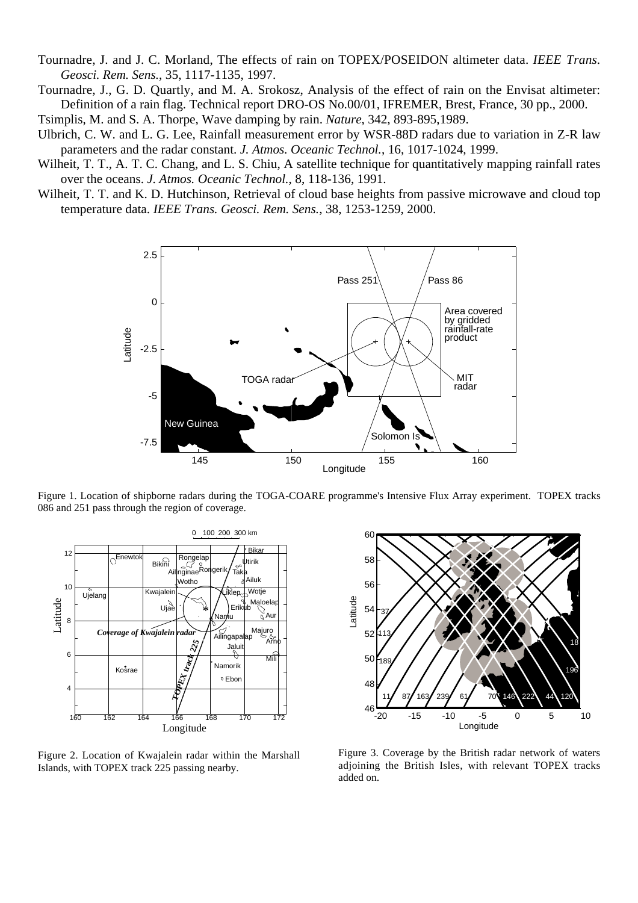Tournadre, J. and J. C. Morland, The effects of rain on TOPEX/POSEIDON altimeter data. *IEEE Trans. Geosci. Rem. Sens.*, 35, 1117-1135, 1997.

Tournadre, J., G. D. Quartly, and M. A. Srokosz, Analysis of the effect of rain on the Envisat altimeter: Definition of a rain flag. Technical report DRO-OS No.00/01, IFREMER, Brest, France, 30 pp., 2000.

Tsimplis, M. and S. A. Thorpe, Wave damping by rain. *Nature*, 342, 893-895,1989.

Ulbrich, C. W. and L. G. Lee, Rainfall measurement error by WSR-88D radars due to variation in Z-R law parameters and the radar constant. *J. Atmos. Oceanic Technol.*, 16, 1017-1024, 1999.

Wilheit, T. T., A. T. C. Chang, and L. S. Chiu, A satellite technique for quantitatively mapping rainfall rates over the oceans. *J. Atmos. Oceanic Technol.*, 8, 118-136, 1991.

Wilheit, T. T. and K. D. Hutchinson, Retrieval of cloud base heights from passive microwave and cloud top temperature data. *IEEE Trans. Geosci. Rem. Sens.*, 38, 1253-1259, 2000.

Figure 1. Location of shipborne radars during the TOGA-COARE programme's Intensive Flux Array experiment. TOPEX tracks 086 and 251 pass through the region of coverage.

Figure 2. Location of Kwajalein radar within the Marshall Islands, with TOPEX track 225 passing nearby.

Figure 3. Coverage by the British radar network of waters adjoining the British Isles, with relevant TOPEX tracks added on.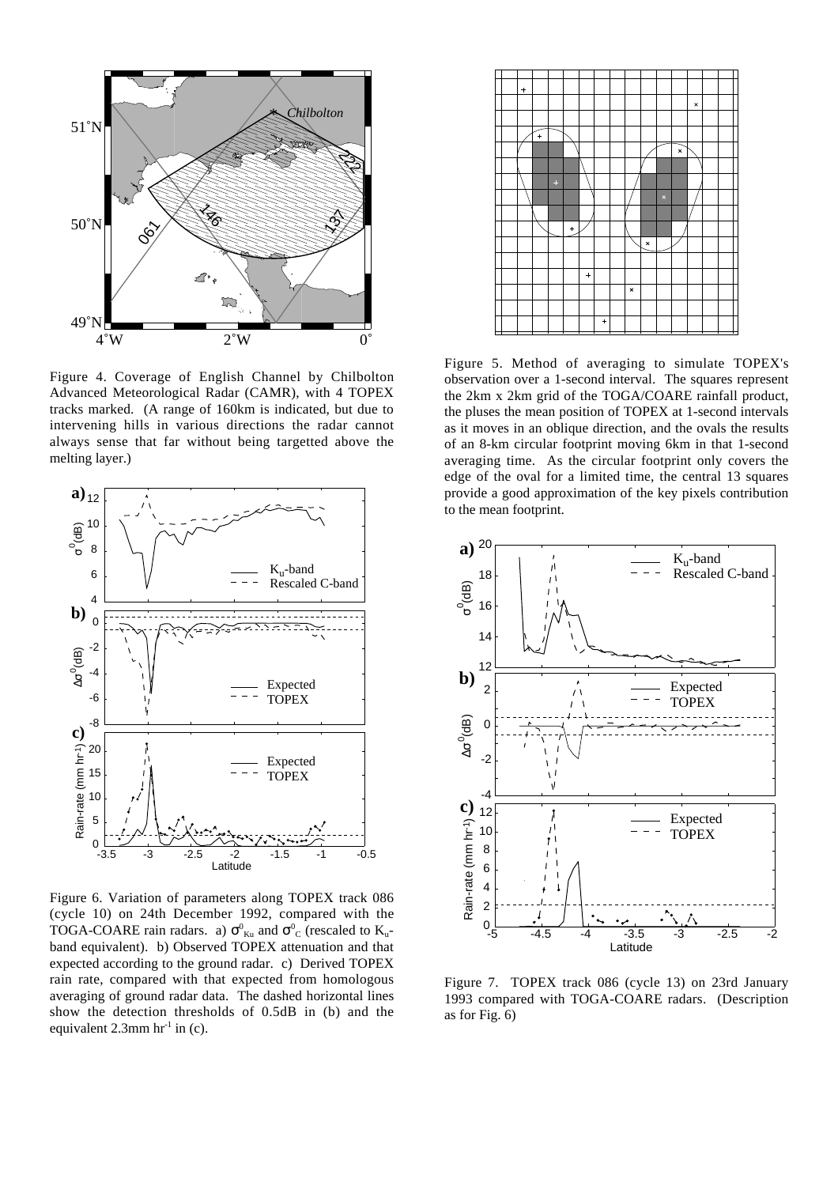Figure 4. Coverage of English Channel by Chilbolton Advanced Meteorological Radar (CAMR), with 4 TOPEX tracks marked. (A range of 160km is indicated, but due to intervening hills in various directions the radar cannot always sense that far without being targetted above the melting layer.)

Figure 5. Method of averaging to simulate TOPEX's observation over a 1-second interval. The squares represent the 2km x 2km grid of the TOGA/COARE rainfall product, the pluses the mean position of TOPEX at 1-second intervals as it moves in an oblique direction, and the ovals the results of an 8-km circular footprint moving 6km in that 1-second averaging time. As the circular footprint only covers the edge of the oval for a limited time, the central 13 squares provide a good approximation of the key pixels contribution to the mean footprint.

Figure 6. Variation of parameters along TOPEX track 086 (cycle 10) on 24th December 1992, compared with the TOGA-COARE rain radars. a) $\sigma^0_{Ku}$ and $\sigma^0_C$ (rescaled to $K_u$-band equivalent). b) Observed TOPEX attenuation and that expected according to the ground radar. c) Derived TOPEX rain rate, compared with that expected from homologous averaging of ground radar data. The dashed horizontal lines show the detection thresholds of 0.5dB in (b) and the equivalent 2.3mm $hr^{-1}$ in (c).

Figure 7. TOPEX track 086 (cycle 13) on 23rd January 1993 compared with TOGA-COARE radars. (Description as for Fig. 6)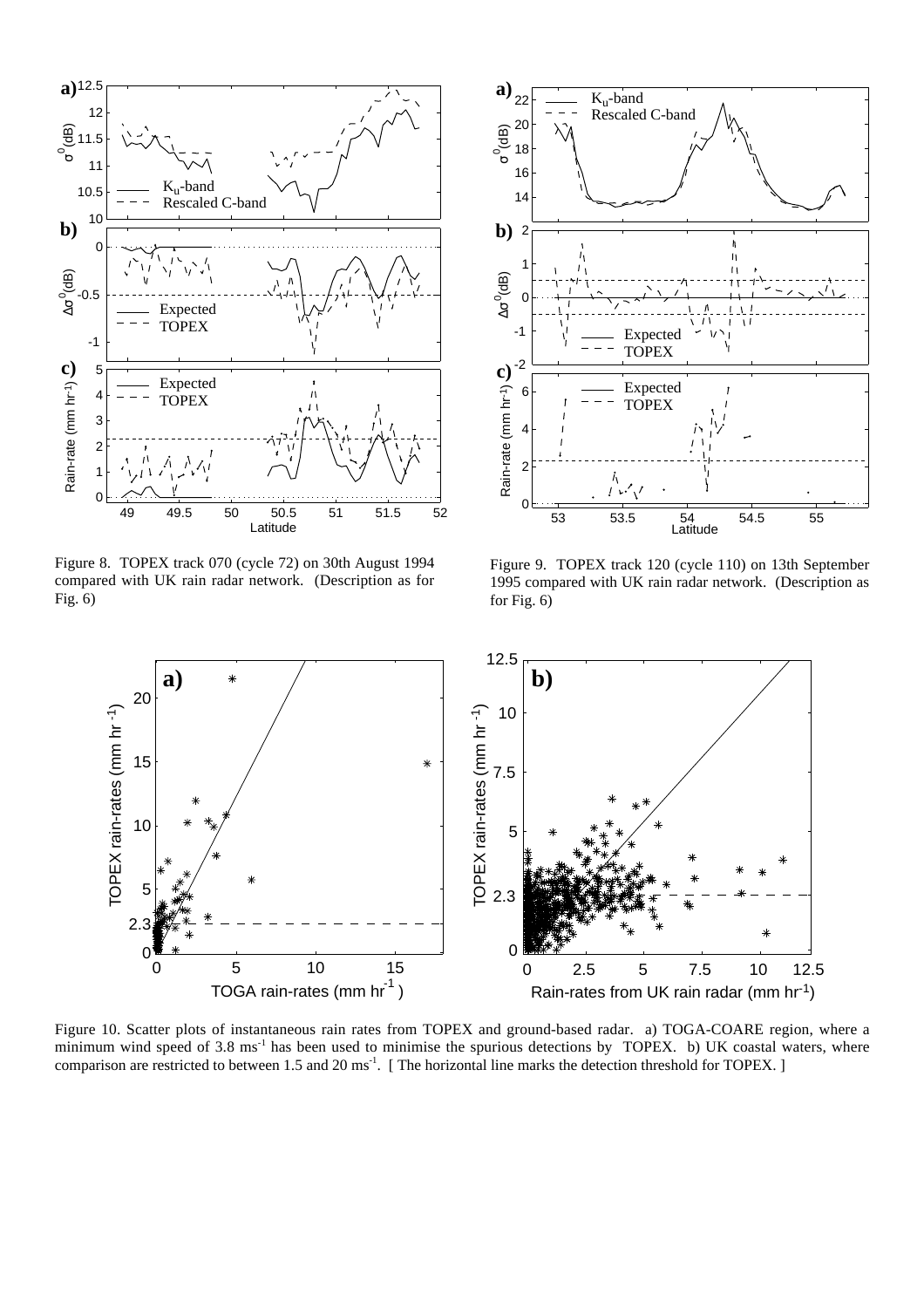Figure 8. TOPEX track 070 (cycle 72) on 30th August 1994 compared with UK rain radar network. (Description as for Fig. 6)

Figure 9. TOPEX track 120 (cycle 110) on 13th September 1995 compared with UK rain radar network. (Description as for Fig. 6)

Figure 10. Scatter plots of instantaneous rain rates from TOPEX and ground-based radar. a) TOGA-COARE region, where a minimum wind speed of 3.8 ms$^{-1}$ has been used to minimise the spurious detections by TOPEX. b) UK coastal waters, where comparison are restricted to between 1.5 and 20 ms$^{-1}$. [ The horizontal line marks the detection threshold for TOPEX. ]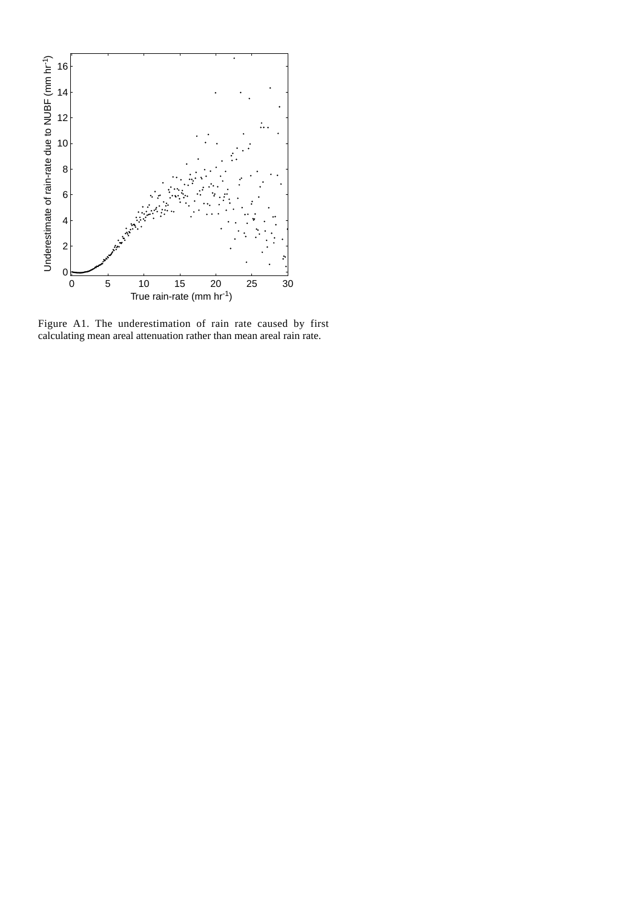Underestimate of rain-rate due to NUBF (mm hr$^{-1}$)

16
14
12
10
8
6
4
2
0

0 5 10 15 20 25 30

True rain-rate (mm hr$^{-1}$)

Figure A1. The underestimation of rain rate caused by first calculating mean areal attenuation rather than mean areal rain rate.